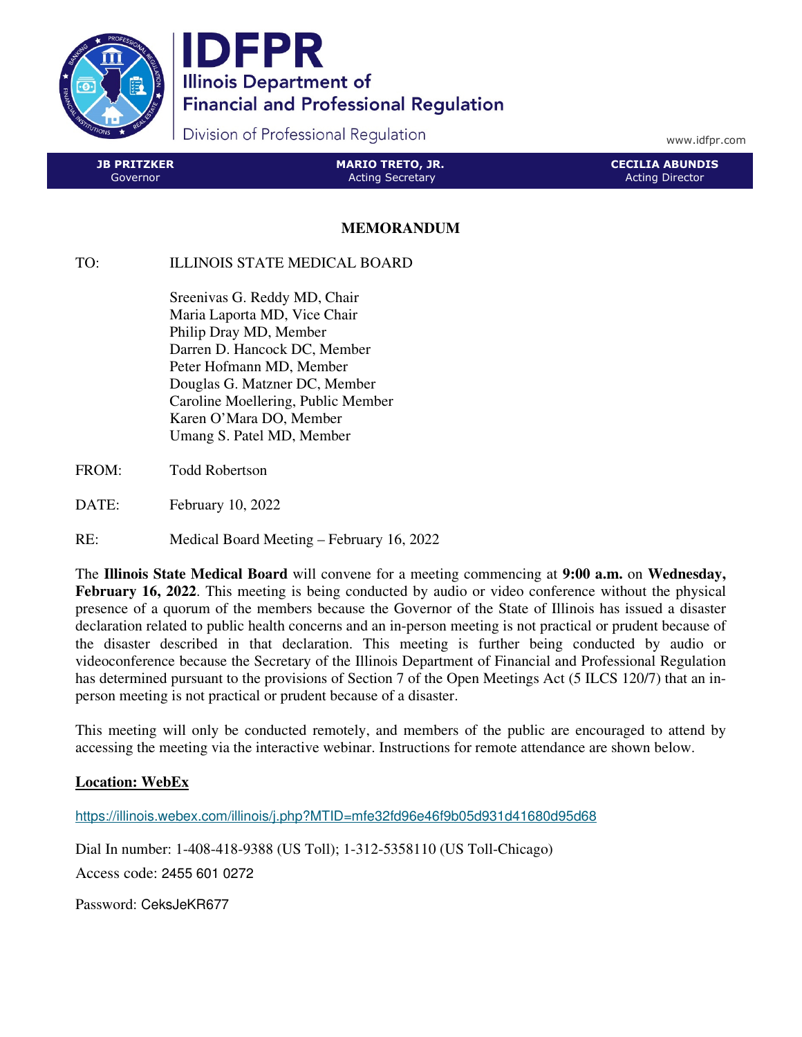# IDFPR

**Illinois Department of Financial and Professional Regulation**

Division of Professional Regulation

www.idfpr.com

| JB PRITZKER | MARIO TRETO, JR. | CECILIA ABUNDIS |
|---|---|---|
| Governor | Acting Secretary | Acting Director |

## MEMORANDUM

TO: ILLINOIS STATE MEDICAL BOARD

Sreenivas G. Reddy MD, Chair
Maria Laporta MD, Vice Chair
Philip Dray MD, Member
Darren D. Hancock DC, Member
Peter Hofmann MD, Member
Douglas G. Matzner DC, Member
Caroline Moellering, Public Member
Karen O'Mara DO, Member
Umang S. Patel MD, Member

FROM: Todd Robertson

DATE: February 10, 2022

RE: Medical Board Meeting – February 16, 2022

The **Illinois State Medical Board** will convene for a meeting commencing at **9:00 a.m.** on **Wednesday, February 16, 2022**. This meeting is being conducted by audio or video conference without the physical presence of a quorum of the members because the Governor of the State of Illinois has issued a disaster declaration related to public health concerns and an in-person meeting is not practical or prudent because of the disaster described in that declaration. This meeting is further being conducted by audio or videoconference because the Secretary of the Illinois Department of Financial and Professional Regulation has determined pursuant to the provisions of Section 7 of the Open Meetings Act (5 ILCS 120/7) that an in-person meeting is not practical or prudent because of a disaster.

This meeting will only be conducted remotely, and members of the public are encouraged to attend by accessing the meeting via the interactive webinar. Instructions for remote attendance are shown below.

**Location: WebEx**

https://illinois.webex.com/illinois/j.php?MTID=mfe32fd96e46f9b05d931d41680d95d68

Dial In number: 1-408-418-9388 (US Toll); 1-312-5358110 (US Toll-Chicago)

Access code: 2455 601 0272

Password: CeksJeKR677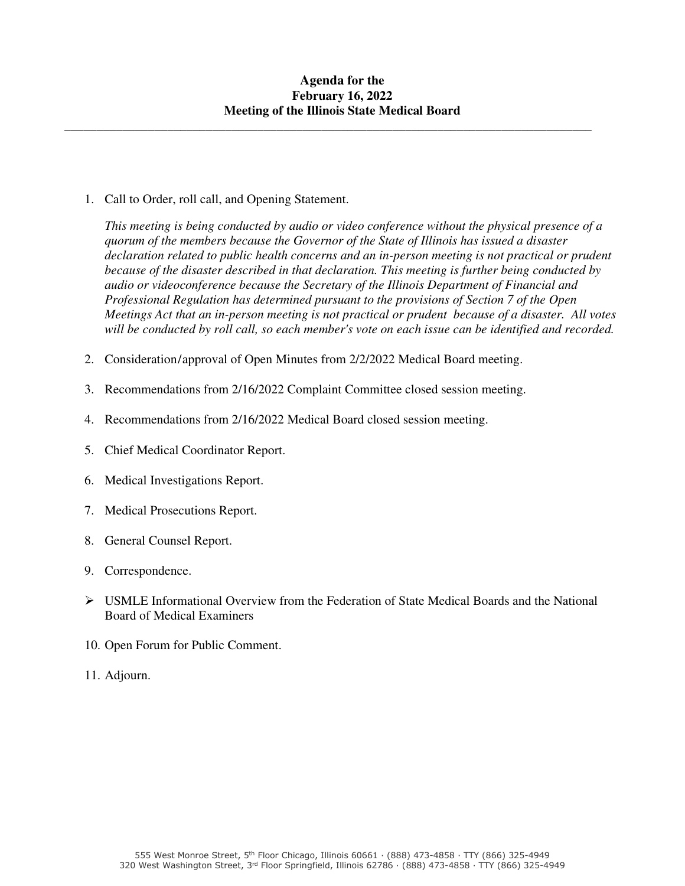**Agenda for the**
**February 16, 2022**
**Meeting of the Illinois State Medical Board**

---

1. Call to Order, roll call, and Opening Statement.

   *This meeting is being conducted by audio or video conference without the physical presence of a quorum of the members because the Governor of the State of Illinois has issued a disaster declaration related to public health concerns and an in-person meeting is not practical or prudent because of the disaster described in that declaration. This meeting is further being conducted by audio or videoconference because the Secretary of the Illinois Department of Financial and Professional Regulation has determined pursuant to the provisions of Section 7 of the Open Meetings Act that an in-person meeting is not practical or prudent because of a disaster. All votes will be conducted by roll call, so each member's vote on each issue can be identified and recorded.*

2. Consideration/approval of Open Minutes from 2/2/2022 Medical Board meeting.
3. Recommendations from 2/16/2022 Complaint Committee closed session meeting.
4. Recommendations from 2/16/2022 Medical Board closed session meeting.
5. Chief Medical Coordinator Report.
6. Medical Investigations Report.
7. Medical Prosecutions Report.
8. General Counsel Report.
9. Correspondence.

- USMLE Informational Overview from the Federation of State Medical Boards and the National Board of Medical Examiners

10. Open Forum for Public Comment.
11. Adjourn.

555 West Monroe Street, 5th Floor Chicago, Illinois 60661 · (888) 473-4858 · TTY (866) 325-4949
320 West Washington Street, 3rd Floor Springfield, Illinois 62786 · (888) 473-4858 · TTY (866) 325-4949